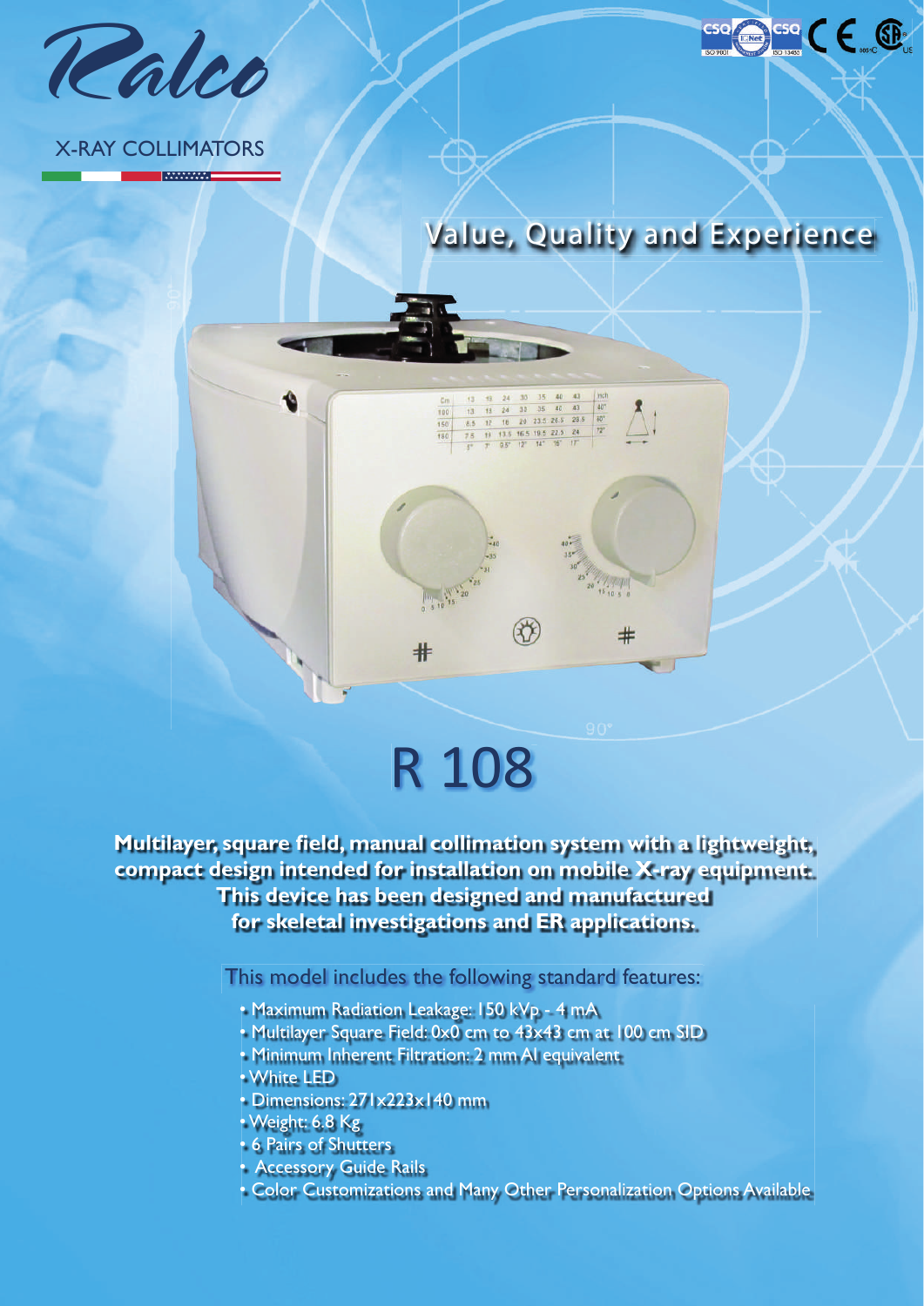Ralco

X-RAY COLLIMATORS

## Value, Quality and Experience

# R 108

**Multilayer, square field, manual collimation system with a lightweight, compact design intended for installation on mobile X-ray equipment. This device has been designed and manufactured for skeletal investigations and ER applications.**

This model includes the following standard features:

- Maximum Radiation Leakage: 150 kVp - 4 mA
- Multilayer Square Field: 0x0 cm to 43x43 cm at 100 cm SID
- Minimum Inherent Filtration: 2 mm Al equivalent
- White LED
- Dimensions: 271x223x140 mm
- Weight: 6.8 Kg
- 6 Pairs of Shutters
- Accessory Guide Rails
- Color Customizations and Many Other Personalization Options Available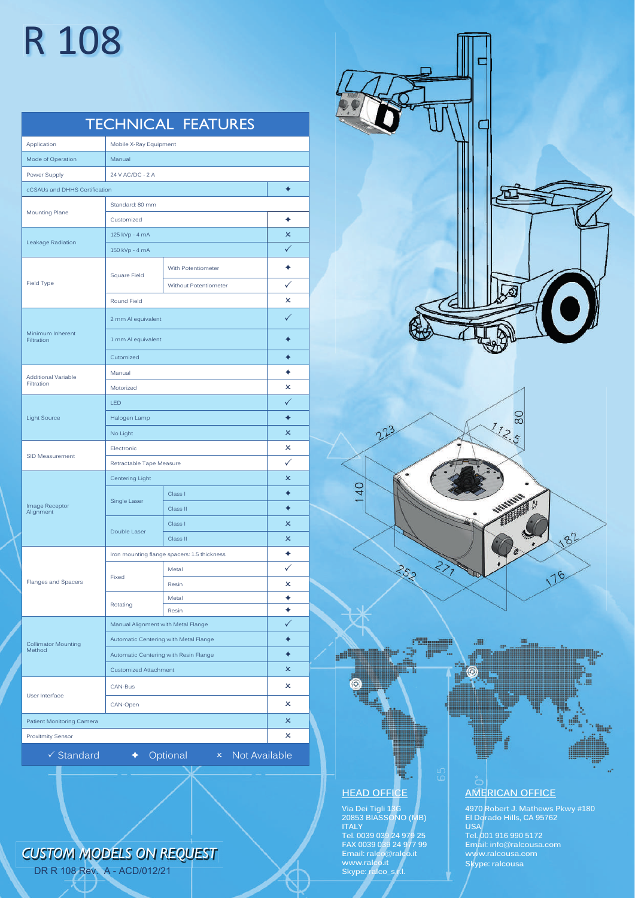# R 108

## TECHNICAL FEATURES

| | | | |
|---|---|---|---|
| Application | Mobile X-Ray Equipment | | |
| Mode of Operation | Manual | | |
| Power Supply | 24 V AC/DC - 2 A | | |
| cCSAUs and DHHS Certification | | | ✦ |
| Mounting Plane | Standard: 80 mm | | |
| | Customized | | ✦ |
| Leakage Radiation | 125 kVp - 4 mA | | × |
| | 150 kVp - 4 mA | | ✓ |
| Field Type | Square Field | With Potentiometer | ✦ |
| | | Without Potentiometer | ✓ |
| | Round Field | | × |
| Minimum Inherent Filtration | 2 mm Al equivalent | | ✓ |
| | 1 mm Al equivalent | | ✦ |
| | Cutomized | | ✦ |
| Additional Variable Filtration | Manual | | ✦ |
| | Motorized | | × |
| Light Source | LED | | ✓ |
| | Halogen Lamp | | ✦ |
| | No Light | | × |
| SID Measurement | Electronic | | × |
| | Retractable Tape Measure | | ✓ |
| Image Receptor Alignment | Centering Light | | × |
| | Single Laser | Class I | ✦ |
| | | Class II | ✦ |
| | Double Laser | Class I | × |
| | | Class II | × |
| Flanges and Spacers | Iron mounting flange spacers: 1.5 thickness | | ✦ |
| | Fixed | Metal | ✓ |
| | | Resin | × |
| | Rotating | Metal | ✦ |
| | | Resin | ✦ |
| Collimator Mounting Method | Manual Alignment with Metal Flange | | ✓ |
| | Automatic Centering with Metal Flange | | ✦ |
| | Automatic Centering with Resin Flange | | ✦ |
| | Customized Attachment | | × |
| User Interface | CAN-Bus | | × |
| | CAN-Open | | × |
| Patient Monitoring Camera | | | × |
| Proximity Sensor | | | × |

✓ Standard ✦ Optional × Not Available

223
80
112.5
140
182
252
271
176

*CUSTOM MODELS ON REQUEST*

DR R 108 Rev. A - ACD/012/21

**HEAD OFFICE**

Via Dei Tigli 13G
20853 BIASSONO (MB)
ITALY
Tel. 0039 039 24 979 25
FAX 0039 039 24 977 99
Email: ralco@ralco.it
www.ralco.it
Skype: ralco_s.r.l.

**AMERICAN OFFICE**

4970 Robert J. Mathews Pkwy #180
El Dorado Hills, CA 95762
USA
Tel. 001 916 990 5172
Email: info@ralcousa.com
www.ralcousa.com
Skype: ralcousa